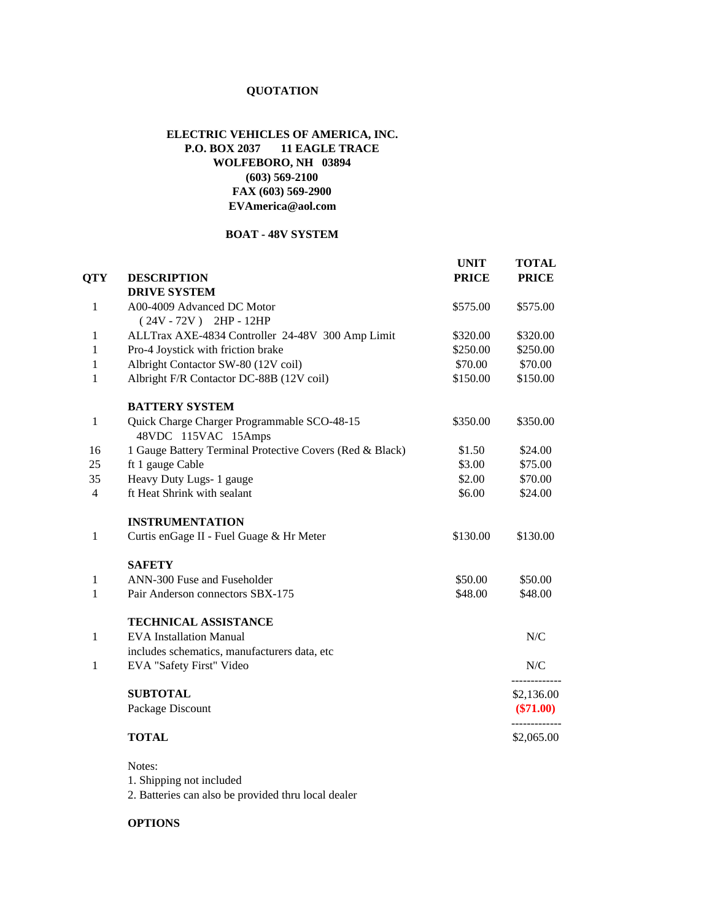**QUOTATION**

**ELECTRIC VEHICLES OF AMERICA, INC.**
**P.O. BOX 2037 11 EAGLE TRACE**
**WOLFEBORO, NH 03894**
**(603) 569-2100**
**FAX (603) 569-2900**
**EVAmerica@aol.com**

**BOAT - 48V SYSTEM**

| QTY | DESCRIPTION | UNIT PRICE | TOTAL PRICE |
|---|---|---|---|
| | **DRIVE SYSTEM** | | |
| 1 | A00-4009 Advanced DC Motor ( 24V - 72V ) 2HP - 12HP | $575.00 | $575.00 |
| 1 | ALLTrax AXE-4834 Controller 24-48V 300 Amp Limit | $320.00 | $320.00 |
| 1 | Pro-4 Joystick with friction brake | $250.00 | $250.00 |
| 1 | Albright Contactor SW-80 (12V coil) | $70.00 | $70.00 |
| 1 | Albright F/R Contactor DC-88B (12V coil) | $150.00 | $150.00 |
| | **BATTERY SYSTEM** | | |
| 1 | Quick Charge Charger Programmable SCO-48-15 48VDC 115VAC 15Amps | $350.00 | $350.00 |
| 16 | 1 Gauge Battery Terminal Protective Covers (Red & Black) | $1.50 | $24.00 |
| 25 | ft 1 gauge Cable | $3.00 | $75.00 |
| 35 | Heavy Duty Lugs- 1 gauge | $2.00 | $70.00 |
| 4 | ft Heat Shrink with sealant | $6.00 | $24.00 |
| | **INSTRUMENTATION** | | |
| 1 | Curtis enGage II - Fuel Guage & Hr Meter | $130.00 | $130.00 |
| | **SAFETY** | | |
| 1 | ANN-300 Fuse and Fuseholder | $50.00 | $50.00 |
| 1 | Pair Anderson connectors SBX-175 | $48.00 | $48.00 |
| | **TECHNICAL ASSISTANCE** | | |
| 1 | EVA Installation Manual includes schematics, manufacturers data, etc | | N/C |
| 1 | EVA "Safety First" Video | | N/C |
| | **SUBTOTAL** | | $2,136.00 |
| | Package Discount | | **($71.00)** |
| | **TOTAL** | | $2,065.00 |

Notes:
1. Shipping not included
2. Batteries can also be provided thru local dealer

**OPTIONS**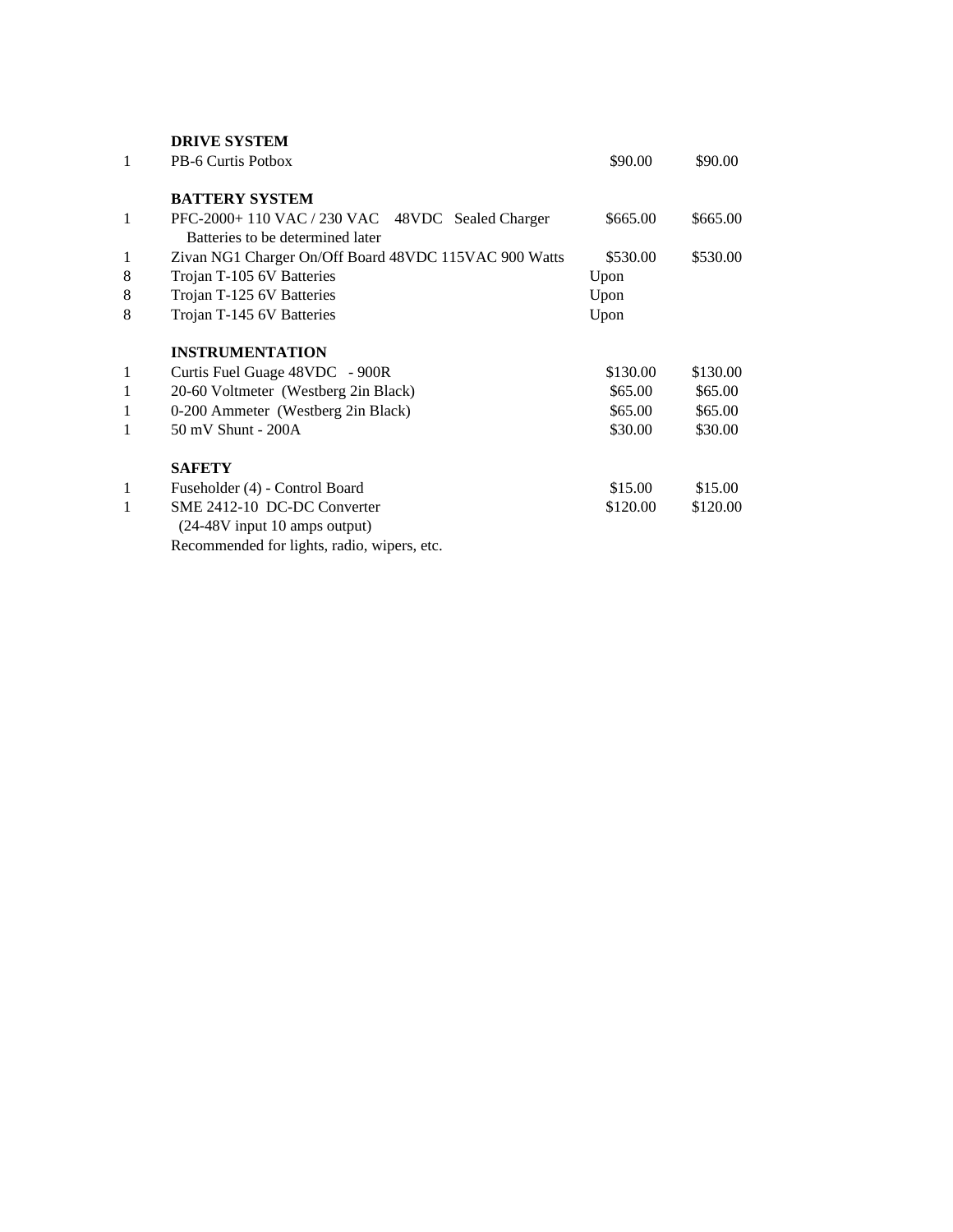| | | | |
|---|---|---|---|
| | **DRIVE SYSTEM** | | |
| 1 | PB-6 Curtis Potbox | $90.00 | $90.00 |
| | | | |
| | **BATTERY SYSTEM** | | |
| 1 | PFC-2000+ 110 VAC / 230 VAC 48VDC Sealed Charger | $665.00 | $665.00 |
| | Batteries to be determined later | | |
| 1 | Zivan NG1 Charger On/Off Board 48VDC 115VAC 900 Watts | $530.00 | $530.00 |
| 8 | Trojan T-105 6V Batteries | Upon | |
| 8 | Trojan T-125 6V Batteries | Upon | |
| 8 | Trojan T-145 6V Batteries | Upon | |
| | | | |
| | **INSTRUMENTATION** | | |
| 1 | Curtis Fuel Guage 48VDC - 900R | $130.00 | $130.00 |
| 1 | 20-60 Voltmeter (Westberg 2in Black) | $65.00 | $65.00 |
| 1 | 0-200 Ammeter (Westberg 2in Black) | $65.00 | $65.00 |
| 1 | 50 mV Shunt - 200A | $30.00 | $30.00 |
| | | | |
| | **SAFETY** | | |
| 1 | Fuseholder (4) - Control Board | $15.00 | $15.00 |
| 1 | SME 2412-10 DC-DC Converter | $120.00 | $120.00 |
| | (24-48V input 10 amps output) | | |
| | Recommended for lights, radio, wipers, etc. | | |